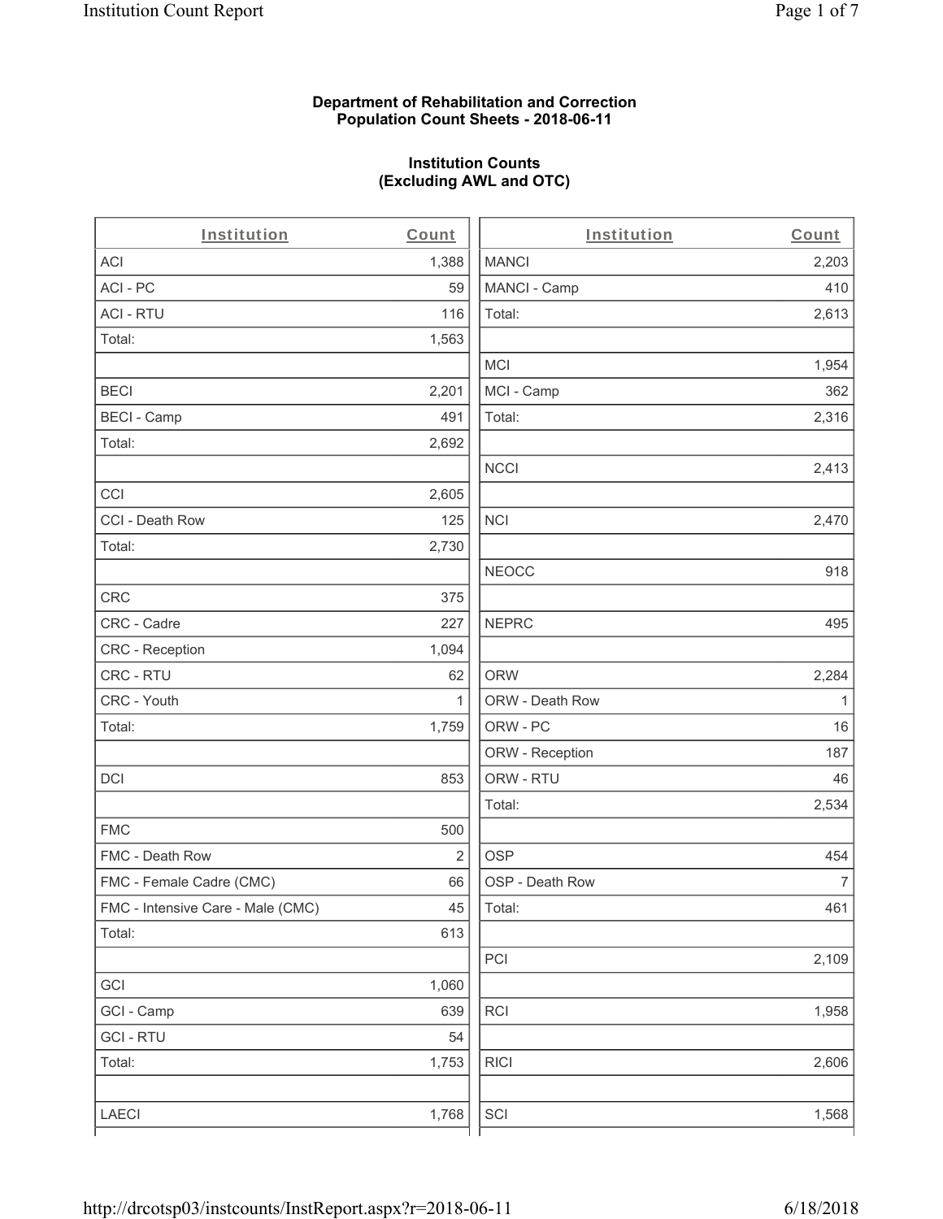**Department of Rehabilitation and Correction**
**Population Count Sheets - 2018-06-11**

**Institution Counts**
**(Excluding AWL and OTC)**

| Institution | Count |
|---|---|
| ACI | 1,388 |
| ACI - PC | 59 |
| ACI - RTU | 116 |
| Total: | 1,563 |
| | |
| BECI | 2,201 |
| BECI - Camp | 491 |
| Total: | 2,692 |
| | |
| CCI | 2,605 |
| CCI - Death Row | 125 |
| Total: | 2,730 |
| | |
| CRC | 375 |
| CRC - Cadre | 227 |
| CRC - Reception | 1,094 |
| CRC - RTU | 62 |
| CRC - Youth | 1 |
| Total: | 1,759 |
| | |
| DCI | 853 |
| | |
| FMC | 500 |
| FMC - Death Row | 2 |
| FMC - Female Cadre (CMC) | 66 |
| FMC - Intensive Care - Male (CMC) | 45 |
| Total: | 613 |
| | |
| GCI | 1,060 |
| GCI - Camp | 639 |
| GCI - RTU | 54 |
| Total: | 1,753 |
| | |
| LAECI | 1,768 |

| Institution | Count |
|---|---|
| MANCI | 2,203 |
| MANCI - Camp | 410 |
| Total: | 2,613 |
| | |
| MCI | 1,954 |
| MCI - Camp | 362 |
| Total: | 2,316 |
| | |
| NCCI | 2,413 |
| | |
| NCI | 2,470 |
| | |
| NEOCC | 918 |
| | |
| NEPRC | 495 |
| | |
| ORW | 2,284 |
| ORW - Death Row | 1 |
| ORW - PC | 16 |
| ORW - Reception | 187 |
| ORW - RTU | 46 |
| Total: | 2,534 |
| | |
| OSP | 454 |
| OSP - Death Row | 7 |
| Total: | 461 |
| | |
| PCI | 2,109 |
| | |
| RCI | 1,958 |
| | |
| RICI | 2,606 |
| | |
| SCI | 1,568 |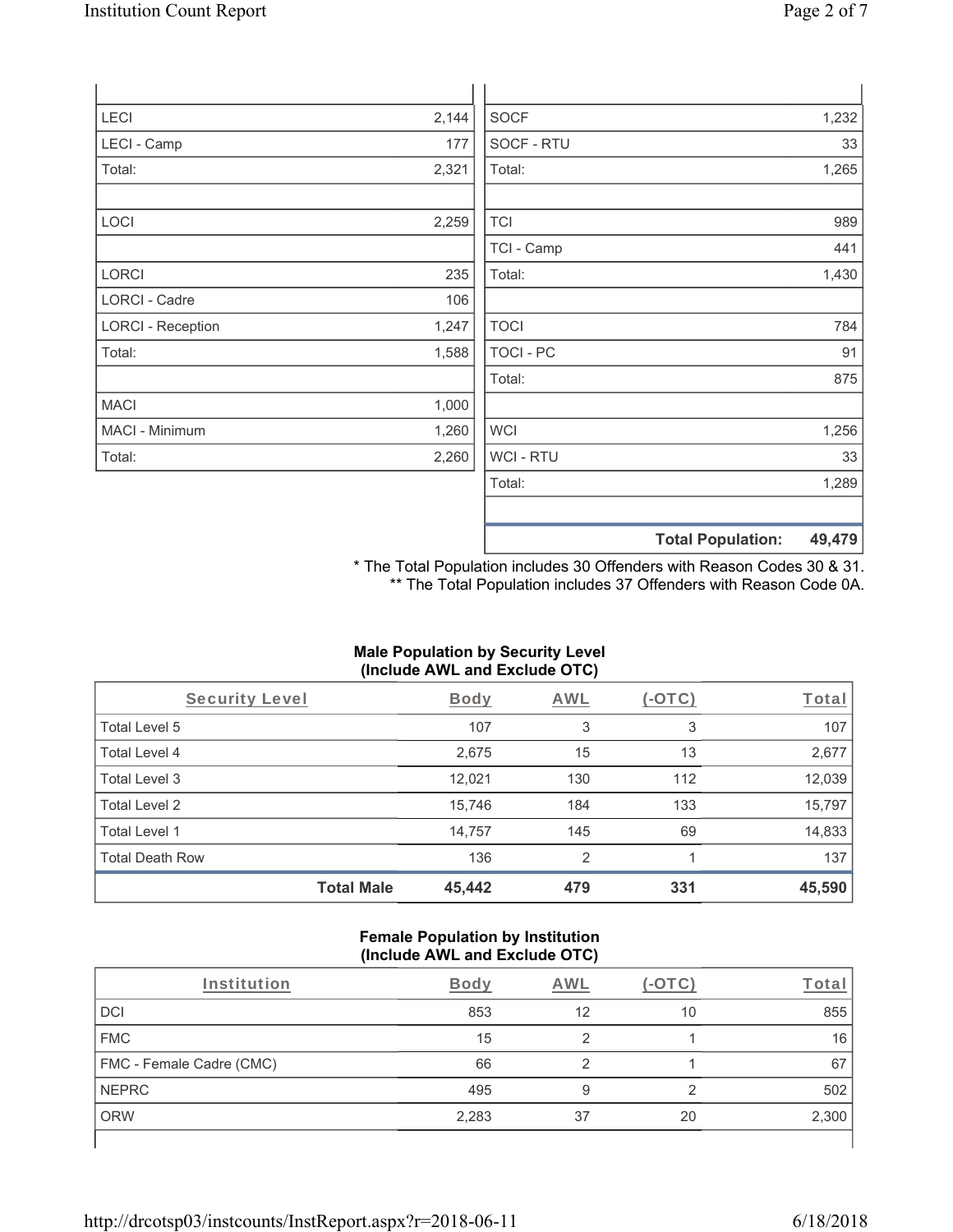| | |
|---|---|
| LECI | 2,144 |
| LECI - Camp | 177 |
| Total: | 2,321 |
| | |
| LOCI | 2,259 |
| | |
| LORCI | 235 |
| LORCI - Cadre | 106 |
| LORCI - Reception | 1,247 |
| Total: | 1,588 |
| | |
| MACI | 1,000 |
| MACI - Minimum | 1,260 |
| Total: | 2,260 |

| | |
|---|---|
| SOCF | 1,232 |
| SOCF - RTU | 33 |
| Total: | 1,265 |
| | |
| TCI | 989 |
| TCI - Camp | 441 |
| Total: | 1,430 |
| | |
| TOCI | 784 |
| TOCI - PC | 91 |
| Total: | 875 |
| | |
| WCI | 1,256 |
| WCI - RTU | 33 |
| Total: | 1,289 |
| | |
| **Total Population:** | **49,479** |

\* The Total Population includes 30 Offenders with Reason Codes 30 & 31.
\*\* The Total Population includes 37 Offenders with Reason Code 0A.

**Male Population by Security Level (Include AWL and Exclude OTC)**

| Security Level | Body | AWL | (-OTC) | Total |
|---|---|---|---|---|
| Total Level 5 | 107 | 3 | 3 | 107 |
| Total Level 4 | 2,675 | 15 | 13 | 2,677 |
| Total Level 3 | 12,021 | 130 | 112 | 12,039 |
| Total Level 2 | 15,746 | 184 | 133 | 15,797 |
| Total Level 1 | 14,757 | 145 | 69 | 14,833 |
| Total Death Row | 136 | 2 | 1 | 137 |
| **Total Male** | **45,442** | **479** | **331** | **45,590** |

**Female Population by Institution (Include AWL and Exclude OTC)**

| Institution | Body | AWL | (-OTC) | Total |
|---|---|---|---|---|
| DCI | 853 | 12 | 10 | 855 |
| FMC | 15 | 2 | 1 | 16 |
| FMC - Female Cadre (CMC) | 66 | 2 | 1 | 67 |
| NEPRC | 495 | 9 | 2 | 502 |
| ORW | 2,283 | 37 | 20 | 2,300 |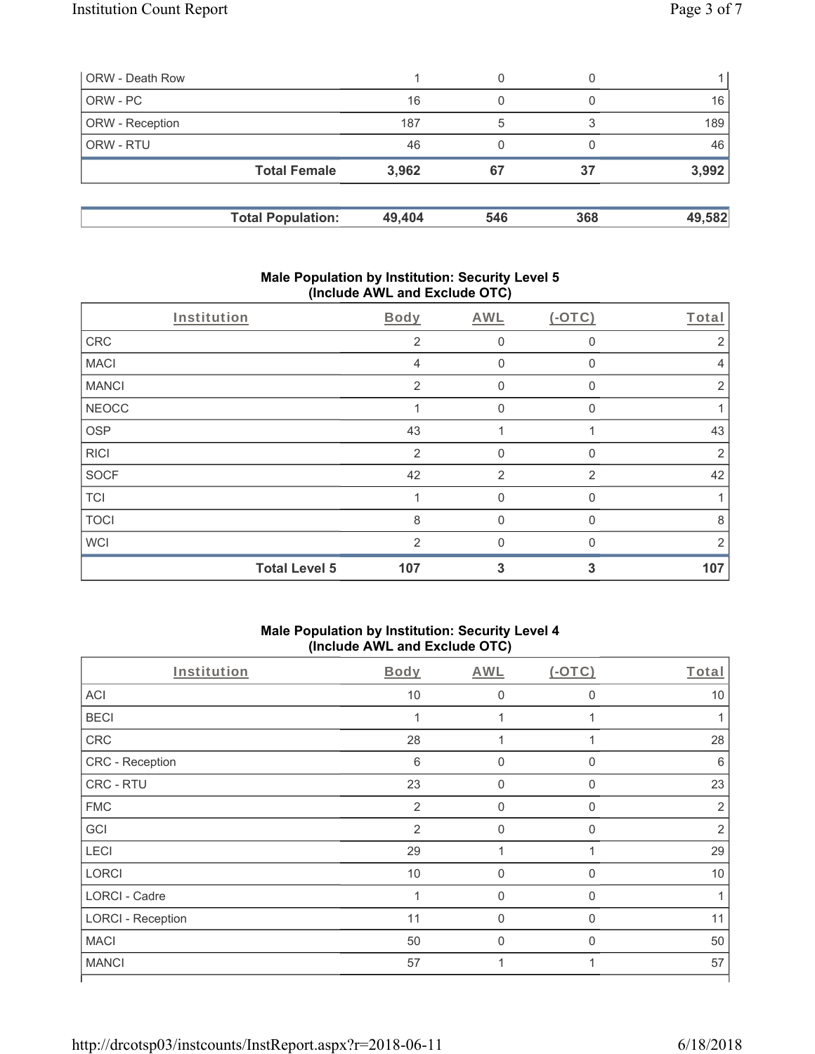| | | | | |
|---|---|---|---|---|
| ORW - Death Row | 1 | 0 | 0 | 1 |
| ORW - PC | 16 | 0 | 0 | 16 |
| ORW - Reception | 187 | 5 | 3 | 189 |
| ORW - RTU | 46 | 0 | 0 | 46 |
| **Total Female** | **3,962** | **67** | **37** | **3,992** |

| | | | | |
|---|---|---|---|---|
| **Total Population:** | **49,404** | **546** | **368** | **49,582** |

**Male Population by Institution: Security Level 5 (Include AWL and Exclude OTC)**

| Institution | Body | AWL | (-OTC) | Total |
|---|---|---|---|---|
| CRC | 2 | 0 | 0 | 2 |
| MACI | 4 | 0 | 0 | 4 |
| MANCI | 2 | 0 | 0 | 2 |
| NEOCC | 1 | 0 | 0 | 1 |
| OSP | 43 | 1 | 1 | 43 |
| RICI | 2 | 0 | 0 | 2 |
| SOCF | 42 | 2 | 2 | 42 |
| TCI | 1 | 0 | 0 | 1 |
| TOCI | 8 | 0 | 0 | 8 |
| WCI | 2 | 0 | 0 | 2 |
| **Total Level 5** | **107** | **3** | **3** | **107** |

**Male Population by Institution: Security Level 4 (Include AWL and Exclude OTC)**

| Institution | Body | AWL | (-OTC) | Total |
|---|---|---|---|---|
| ACI | 10 | 0 | 0 | 10 |
| BECI | 1 | 1 | 1 | 1 |
| CRC | 28 | 1 | 1 | 28 |
| CRC - Reception | 6 | 0 | 0 | 6 |
| CRC - RTU | 23 | 0 | 0 | 23 |
| FMC | 2 | 0 | 0 | 2 |
| GCI | 2 | 0 | 0 | 2 |
| LECI | 29 | 1 | 1 | 29 |
| LORCI | 10 | 0 | 0 | 10 |
| LORCI - Cadre | 1 | 0 | 0 | 1 |
| LORCI - Reception | 11 | 0 | 0 | 11 |
| MACI | 50 | 0 | 0 | 50 |
| MANCI | 57 | 1 | 1 | 57 |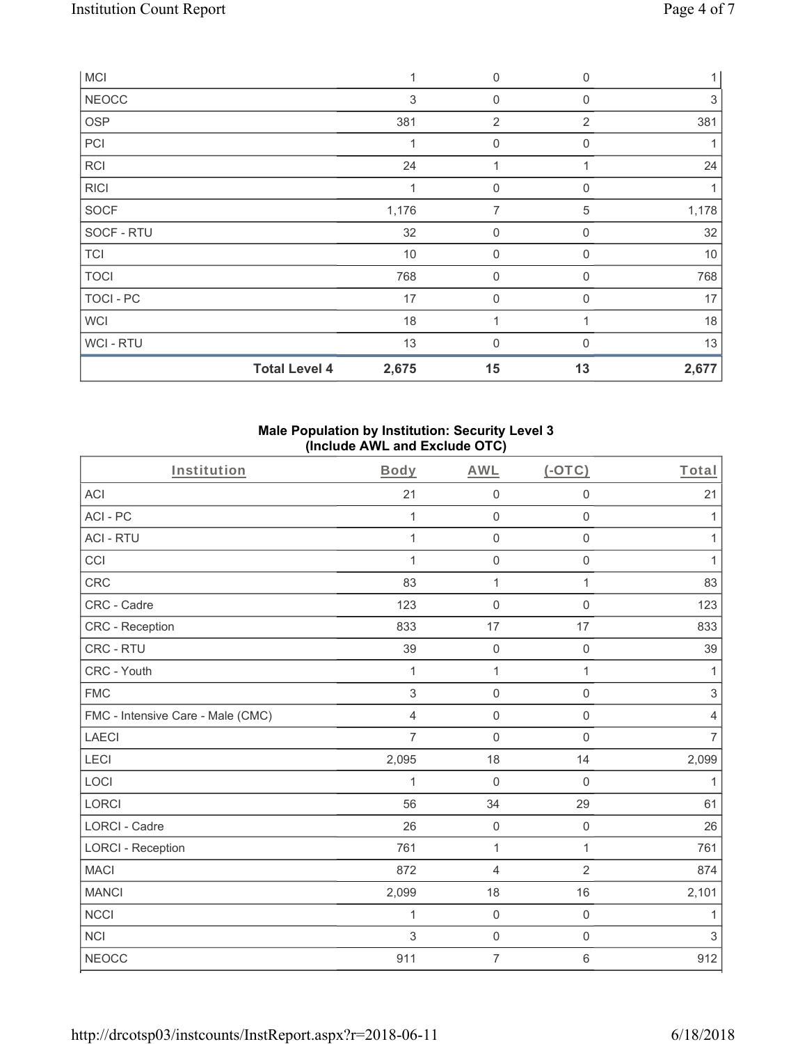| | Body | AWL | (-OTC) | Total |
|---|---|---|---|---|
| MCI | 1 | 0 | 0 | 1 |
| NEOCC | 3 | 0 | 0 | 3 |
| OSP | 381 | 2 | 2 | 381 |
| PCI | 1 | 0 | 0 | 1 |
| RCI | 24 | 1 | 1 | 24 |
| RICI | 1 | 0 | 0 | 1 |
| SOCF | 1,176 | 7 | 5 | 1,178 |
| SOCF - RTU | 32 | 0 | 0 | 32 |
| TCI | 10 | 0 | 0 | 10 |
| TOCI | 768 | 0 | 0 | 768 |
| TOCI - PC | 17 | 0 | 0 | 17 |
| WCI | 18 | 1 | 1 | 18 |
| WCI - RTU | 13 | 0 | 0 | 13 |
| **Total Level 4** | **2,675** | **15** | **13** | **2,677** |

**Male Population by Institution: Security Level 3 (Include AWL and Exclude OTC)**

| Institution | Body | AWL | (-OTC) | Total |
|---|---|---|---|---|
| ACI | 21 | 0 | 0 | 21 |
| ACI - PC | 1 | 0 | 0 | 1 |
| ACI - RTU | 1 | 0 | 0 | 1 |
| CCI | 1 | 0 | 0 | 1 |
| CRC | 83 | 1 | 1 | 83 |
| CRC - Cadre | 123 | 0 | 0 | 123 |
| CRC - Reception | 833 | 17 | 17 | 833 |
| CRC - RTU | 39 | 0 | 0 | 39 |
| CRC - Youth | 1 | 1 | 1 | 1 |
| FMC | 3 | 0 | 0 | 3 |
| FMC - Intensive Care - Male (CMC) | 4 | 0 | 0 | 4 |
| LAECI | 7 | 0 | 0 | 7 |
| LECI | 2,095 | 18 | 14 | 2,099 |
| LOCI | 1 | 0 | 0 | 1 |
| LORCI | 56 | 34 | 29 | 61 |
| LORCI - Cadre | 26 | 0 | 0 | 26 |
| LORCI - Reception | 761 | 1 | 1 | 761 |
| MACI | 872 | 4 | 2 | 874 |
| MANCI | 2,099 | 18 | 16 | 2,101 |
| NCCI | 1 | 0 | 0 | 1 |
| NCI | 3 | 0 | 0 | 3 |
| NEOCC | 911 | 7 | 6 | 912 |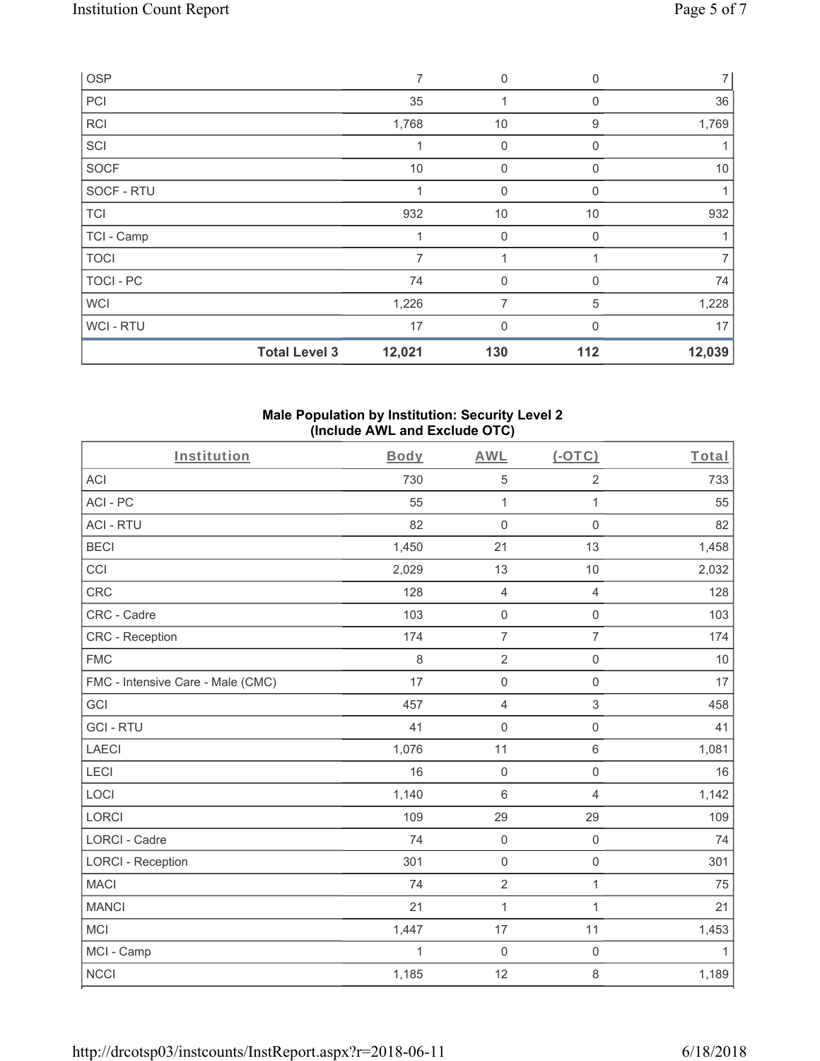| OSP | | 7 | 0 | 0 | 7 |
|---|---|---|---|---|---|
| PCI | | 35 | 1 | 0 | 36 |
| RCI | | 1,768 | 10 | 9 | 1,769 |
| SCI | | 1 | 0 | 0 | 1 |
| SOCF | | 10 | 0 | 0 | 10 |
| SOCF - RTU | | 1 | 0 | 0 | 1 |
| TCI | | 932 | 10 | 10 | 932 |
| TCI - Camp | | 1 | 0 | 0 | 1 |
| TOCI | | 7 | 1 | 1 | 7 |
| TOCI - PC | | 74 | 0 | 0 | 74 |
| WCI | | 1,226 | 7 | 5 | 1,228 |
| WCI - RTU | | 17 | 0 | 0 | 17 |
| | **Total Level 3** | **12,021** | **130** | **112** | **12,039** |

**Male Population by Institution: Security Level 2**
**(Include AWL and Exclude OTC)**

| Institution | Body | AWL | (-OTC) | Total |
|---|---|---|---|---|
| ACI | 730 | 5 | 2 | 733 |
| ACI - PC | 55 | 1 | 1 | 55 |
| ACI - RTU | 82 | 0 | 0 | 82 |
| BECI | 1,450 | 21 | 13 | 1,458 |
| CCI | 2,029 | 13 | 10 | 2,032 |
| CRC | 128 | 4 | 4 | 128 |
| CRC - Cadre | 103 | 0 | 0 | 103 |
| CRC - Reception | 174 | 7 | 7 | 174 |
| FMC | 8 | 2 | 0 | 10 |
| FMC - Intensive Care - Male (CMC) | 17 | 0 | 0 | 17 |
| GCI | 457 | 4 | 3 | 458 |
| GCI - RTU | 41 | 0 | 0 | 41 |
| LAECI | 1,076 | 11 | 6 | 1,081 |
| LECI | 16 | 0 | 0 | 16 |
| LOCI | 1,140 | 6 | 4 | 1,142 |
| LORCI | 109 | 29 | 29 | 109 |
| LORCI - Cadre | 74 | 0 | 0 | 74 |
| LORCI - Reception | 301 | 0 | 0 | 301 |
| MACI | 74 | 2 | 1 | 75 |
| MANCI | 21 | 1 | 1 | 21 |
| MCI | 1,447 | 17 | 11 | 1,453 |
| MCI - Camp | 1 | 0 | 0 | 1 |
| NCCI | 1,185 | 12 | 8 | 1,189 |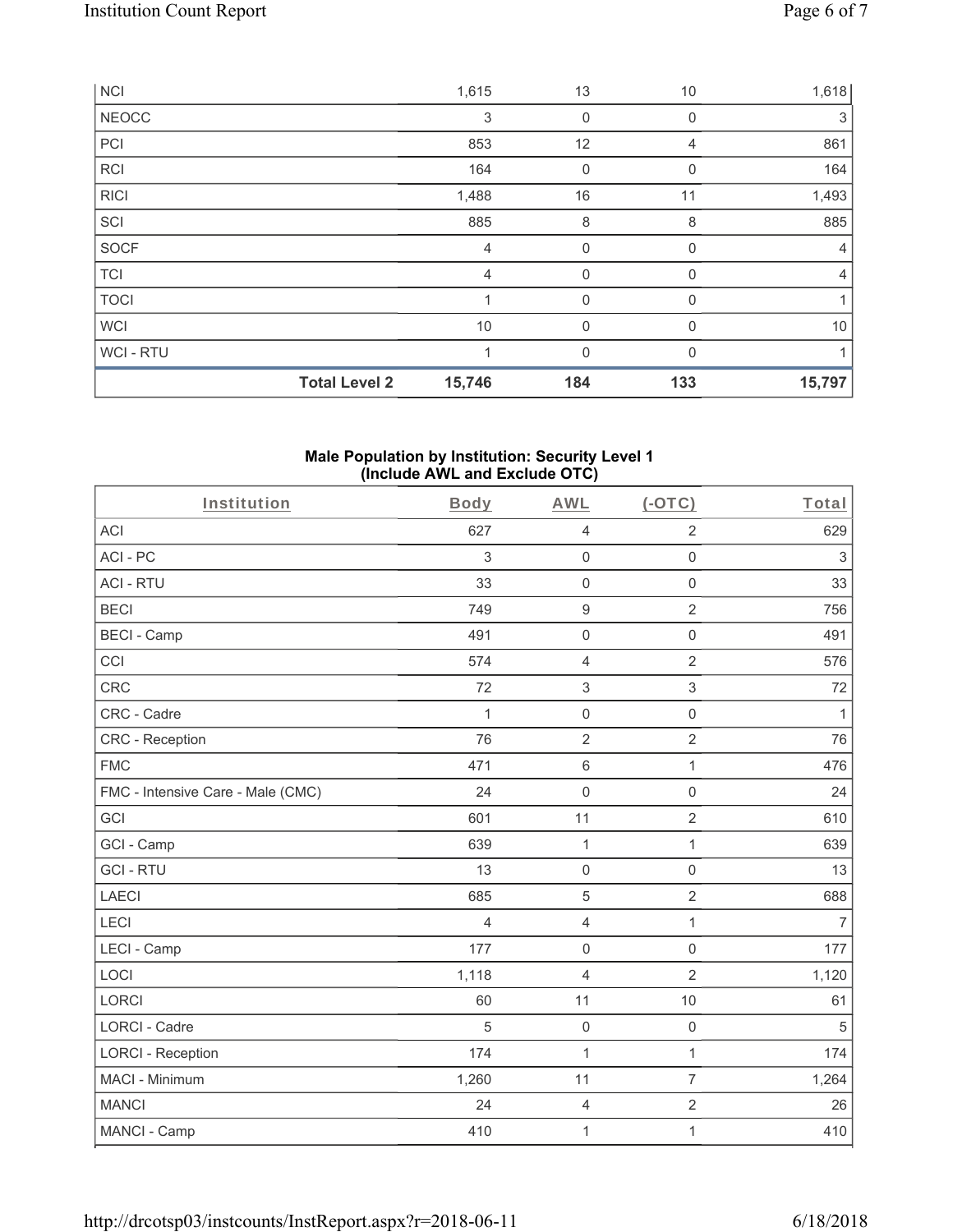| | | | | |
|---|---|---|---|---|
| NCI | 1,615 | 13 | 10 | 1,618 |
| NEOCC | 3 | 0 | 0 | 3 |
| PCI | 853 | 12 | 4 | 861 |
| RCI | 164 | 0 | 0 | 164 |
| RICI | 1,488 | 16 | 11 | 1,493 |
| SCI | 885 | 8 | 8 | 885 |
| SOCF | 4 | 0 | 0 | 4 |
| TCI | 4 | 0 | 0 | 4 |
| TOCI | 1 | 0 | 0 | 1 |
| WCI | 10 | 0 | 0 | 10 |
| WCI - RTU | 1 | 0 | 0 | 1 |
| **Total Level 2** | **15,746** | **184** | **133** | **15,797** |

## Male Population by Institution: Security Level 1 (Include AWL and Exclude OTC)

| Institution | Body | AWL | (-OTC) | Total |
|---|---|---|---|---|
| ACI | 627 | 4 | 2 | 629 |
| ACI - PC | 3 | 0 | 0 | 3 |
| ACI - RTU | 33 | 0 | 0 | 33 |
| BECI | 749 | 9 | 2 | 756 |
| BECI - Camp | 491 | 0 | 0 | 491 |
| CCI | 574 | 4 | 2 | 576 |
| CRC | 72 | 3 | 3 | 72 |
| CRC - Cadre | 1 | 0 | 0 | 1 |
| CRC - Reception | 76 | 2 | 2 | 76 |
| FMC | 471 | 6 | 1 | 476 |
| FMC - Intensive Care - Male (CMC) | 24 | 0 | 0 | 24 |
| GCI | 601 | 11 | 2 | 610 |
| GCI - Camp | 639 | 1 | 1 | 639 |
| GCI - RTU | 13 | 0 | 0 | 13 |
| LAECI | 685 | 5 | 2 | 688 |
| LECI | 4 | 4 | 1 | 7 |
| LECI - Camp | 177 | 0 | 0 | 177 |
| LOCI | 1,118 | 4 | 2 | 1,120 |
| LORCI | 60 | 11 | 10 | 61 |
| LORCI - Cadre | 5 | 0 | 0 | 5 |
| LORCI - Reception | 174 | 1 | 1 | 174 |
| MACI - Minimum | 1,260 | 11 | 7 | 1,264 |
| MANCI | 24 | 4 | 2 | 26 |
| MANCI - Camp | 410 | 1 | 1 | 410 |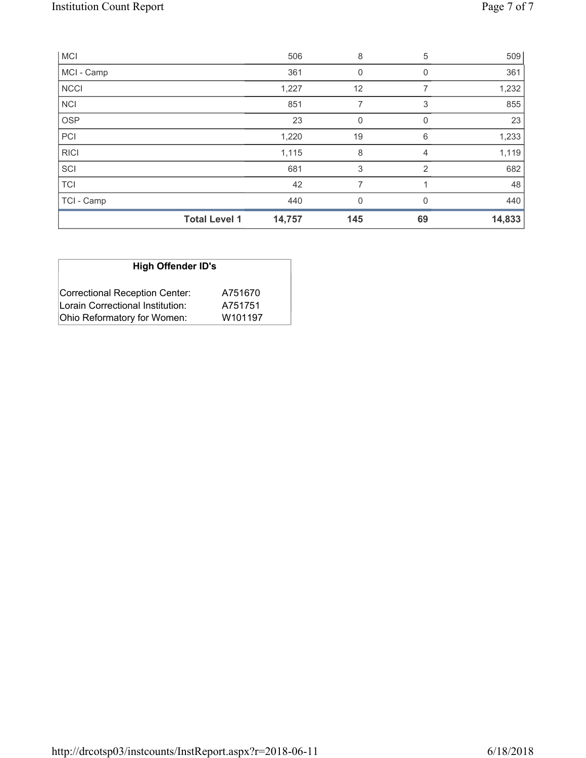| | | | | |
|---|---|---|---|---|
| MCI | 506 | 8 | 5 | 509 |
| MCI - Camp | 361 | 0 | 0 | 361 |
| NCCI | 1,227 | 12 | 7 | 1,232 |
| NCI | 851 | 7 | 3 | 855 |
| OSP | 23 | 0 | 0 | 23 |
| PCI | 1,220 | 19 | 6 | 1,233 |
| RICI | 1,115 | 8 | 4 | 1,119 |
| SCI | 681 | 3 | 2 | 682 |
| TCI | 42 | 7 | 1 | 48 |
| TCI - Camp | 440 | 0 | 0 | 440 |
| **Total Level 1** | **14,757** | **145** | **69** | **14,833** |

| High Offender ID's | |
|---|---|
| Correctional Reception Center: | A751670 |
| Lorain Correctional Institution: | A751751 |
| Ohio Reformatory for Women: | W101197 |